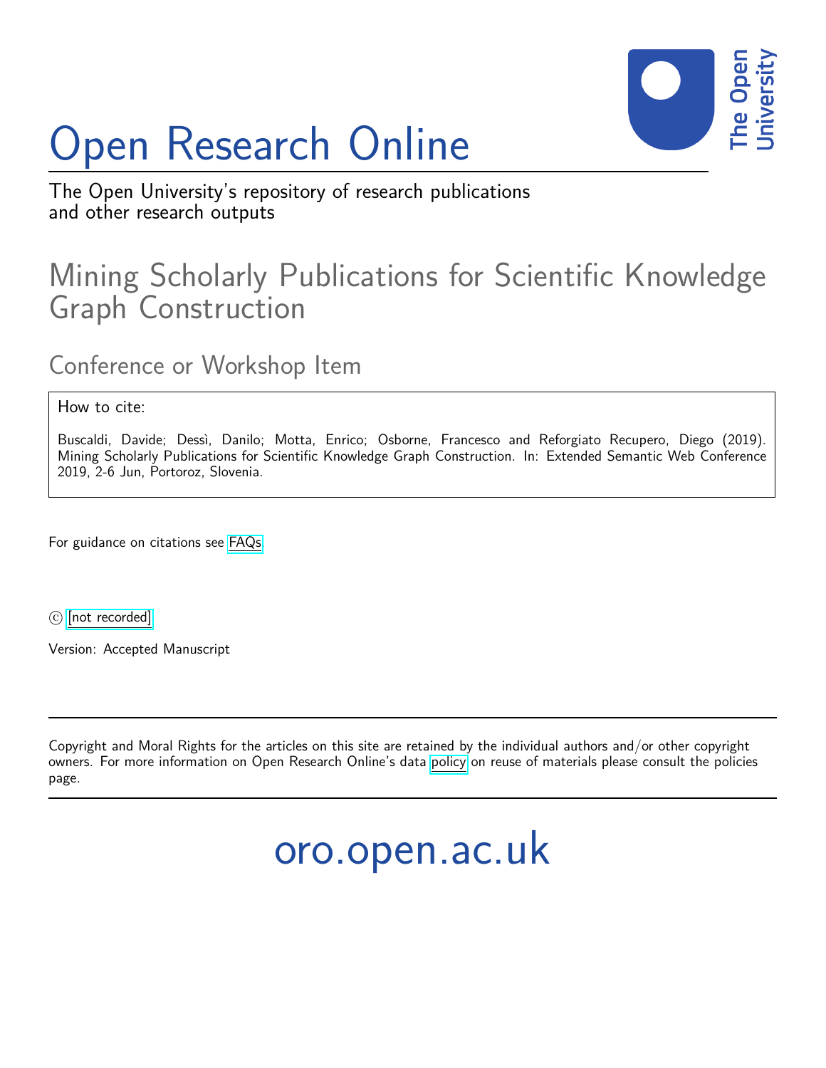# Open Research Online

The Open University's repository of research publications and other research outputs

## Mining Scholarly Publications for Scientific Knowledge Graph Construction

### Conference or Workshop Item

How to cite:

Buscaldi, Davide; Dessì, Danilo; Motta, Enrico; Osborne, Francesco and Reforgiato Recupero, Diego (2019). Mining Scholarly Publications for Scientific Knowledge Graph Construction. In: Extended Semantic Web Conference 2019, 2-6 Jun, Portoroz, Slovenia.

For guidance on citations see FAQs.

© [not recorded]

Version: Accepted Manuscript

---

Copyright and Moral Rights for the articles on this site are retained by the individual authors and/or other copyright owners. For more information on Open Research Online's data policy on reuse of materials please consult the policies page.

---

oro.open.ac.uk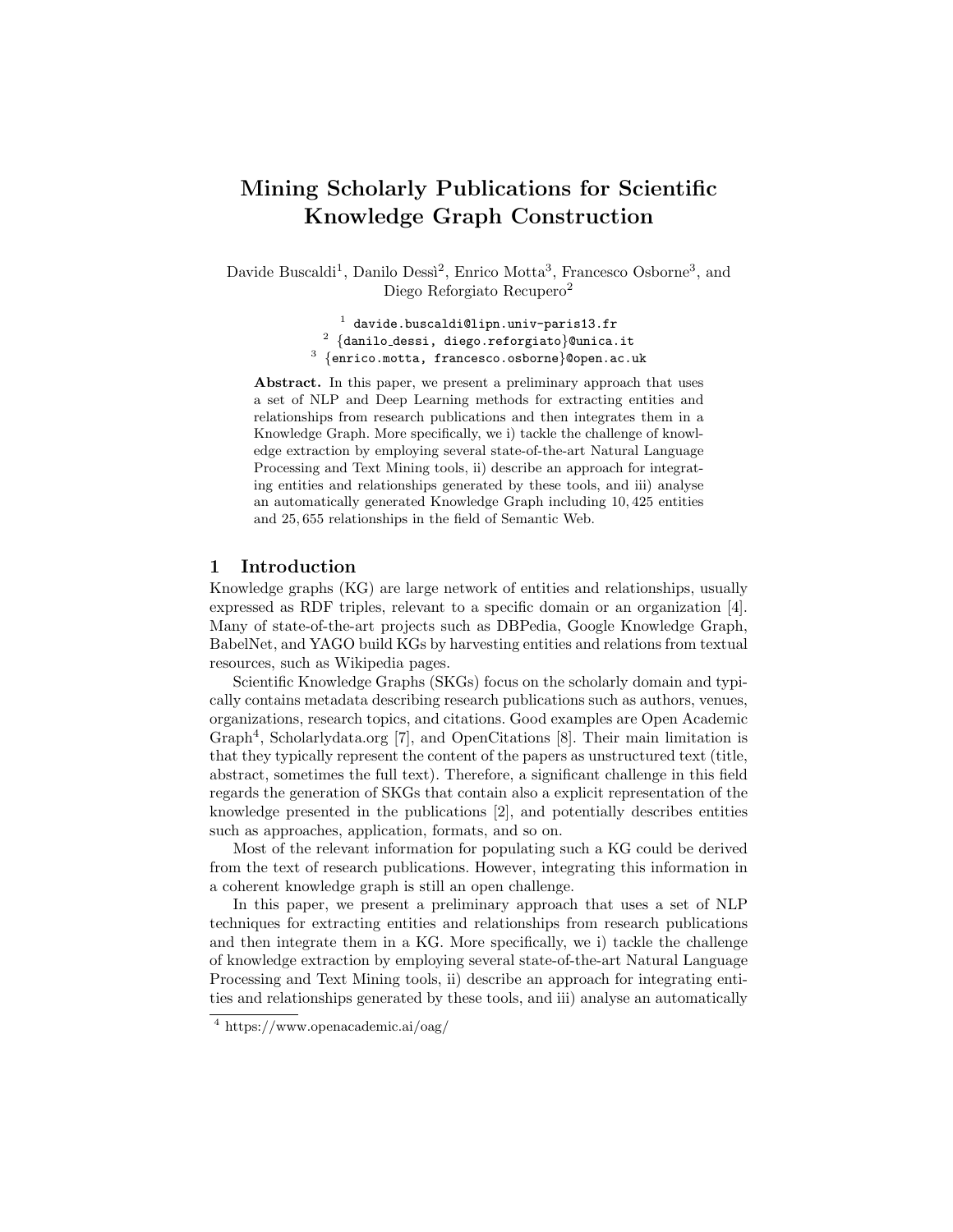# Mining Scholarly Publications for Scientific Knowledge Graph Construction

Davide Buscaldi[1], Danilo Dessì[2], Enrico Motta[3], Francesco Osborne[3], and Diego Reforgiato Recupero[2]

[1] davide.buscaldi@lipn.univ-paris13.fr
[2] {danilo_dessi, diego.reforgiato}@unica.it
[3] {enrico.motta, francesco.osborne}@open.ac.uk

**Abstract.** In this paper, we present a preliminary approach that uses a set of NLP and Deep Learning methods for extracting entities and relationships from research publications and then integrates them in a Knowledge Graph. More specifically, we i) tackle the challenge of knowledge extraction by employing several state-of-the-art Natural Language Processing and Text Mining tools, ii) describe an approach for integrating entities and relationships generated by these tools, and iii) analyse an automatically generated Knowledge Graph including 10,425 entities and 25,655 relationships in the field of Semantic Web.

## 1 Introduction

Knowledge graphs (KG) are large network of entities and relationships, usually expressed as RDF triples, relevant to a specific domain or an organization [4]. Many of state-of-the-art projects such as DBPedia, Google Knowledge Graph, BabelNet, and YAGO build KGs by harvesting entities and relations from textual resources, such as Wikipedia pages.

Scientific Knowledge Graphs (SKGs) focus on the scholarly domain and typically contains metadata describing research publications such as authors, venues, organizations, research topics, and citations. Good examples are Open Academic Graph[4], Scholarlydata.org [7], and OpenCitations [8]. Their main limitation is that they typically represent the content of the papers as unstructured text (title, abstract, sometimes the full text). Therefore, a significant challenge in this field regards the generation of SKGs that contain also a explicit representation of the knowledge presented in the publications [2], and potentially describes entities such as approaches, application, formats, and so on.

Most of the relevant information for populating such a KG could be derived from the text of research publications. However, integrating this information in a coherent knowledge graph is still an open challenge.

In this paper, we present a preliminary approach that uses a set of NLP techniques for extracting entities and relationships from research publications and then integrate them in a KG. More specifically, we i) tackle the challenge of knowledge extraction by employing several state-of-the-art Natural Language Processing and Text Mining tools, ii) describe an approach for integrating entities and relationships generated by these tools, and iii) analyse an automatically

[4] https://www.openacademic.ai/oag/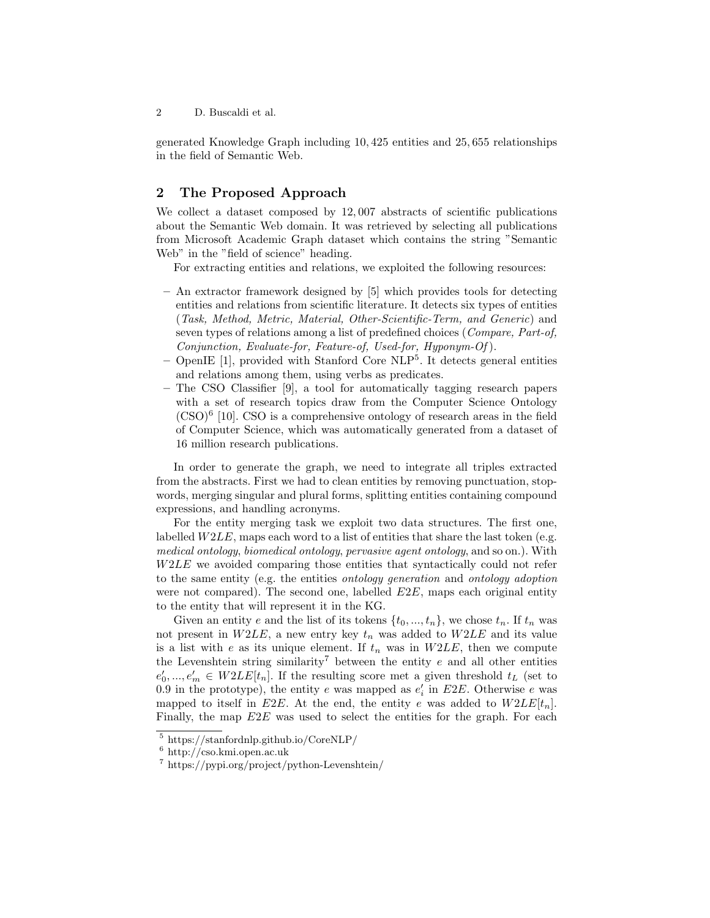generated Knowledge Graph including 10,425 entities and 25,655 relationships in the field of Semantic Web.

## 2 The Proposed Approach

We collect a dataset composed by 12,007 abstracts of scientific publications about the Semantic Web domain. It was retrieved by selecting all publications from Microsoft Academic Graph dataset which contains the string "Semantic Web" in the "field of science" heading.

For extracting entities and relations, we exploited the following resources:

- An extractor framework designed by [5] which provides tools for detecting entities and relations from scientific literature. It detects six types of entities (*Task, Method, Metric, Material, Other-Scientific-Term, and Generic*) and seven types of relations among a list of predefined choices (*Compare, Part-of, Conjunction, Evaluate-for, Feature-of, Used-for, Hyponym-Of*).
- OpenIE [1], provided with Stanford Core NLP[5]. It detects general entities and relations among them, using verbs as predicates.
- The CSO Classifier [9], a tool for automatically tagging research papers with a set of research topics draw from the Computer Science Ontology (CSO)[6] [10]. CSO is a comprehensive ontology of research areas in the field of Computer Science, which was automatically generated from a dataset of 16 million research publications.

In order to generate the graph, we need to integrate all triples extracted from the abstracts. First we had to clean entities by removing punctuation, stop-words, merging singular and plural forms, splitting entities containing compound expressions, and handling acronyms.

For the entity merging task we exploit two data structures. The first one, labelled $W2LE$, maps each word to a list of entities that share the last token (e.g. *medical ontology*, *biomedical ontology*, *pervasive agent ontology*, and so on.). With $W2LE$ we avoided comparing those entities that syntactically could not refer to the same entity (e.g. the entities *ontology generation* and *ontology adoption* were not compared). The second one, labelled $E2E$, maps each original entity to the entity that will represent it in the KG.

Given an entity $e$ and the list of its tokens $\{t_0, ..., t_n\}$, we chose $t_n$. If $t_n$ was not present in $W2LE$, a new entry key $t_n$ was added to $W2LE$ and its value is a list with $e$ as its unique element. If $t_n$ was in $W2LE$, then we compute the Levenshtein string similarity[7] between the entity $e$ and all other entities $e'_0, ..., e'_m \in W2LE[t_n]$. If the resulting score met a given threshold $t_L$ (set to 0.9 in the prototype), the entity $e$ was mapped as $e'_i$ in $E2E$. Otherwise $e$ was mapped to itself in $E2E$. At the end, the entity $e$ was added to $W2LE[t_n]$. Finally, the map $E2E$ was used to select the entities for the graph. For each

[5] https://stanfordnlp.github.io/CoreNLP/

[6] http://cso.kmi.open.ac.uk

[7] https://pypi.org/project/python-Levenshtein/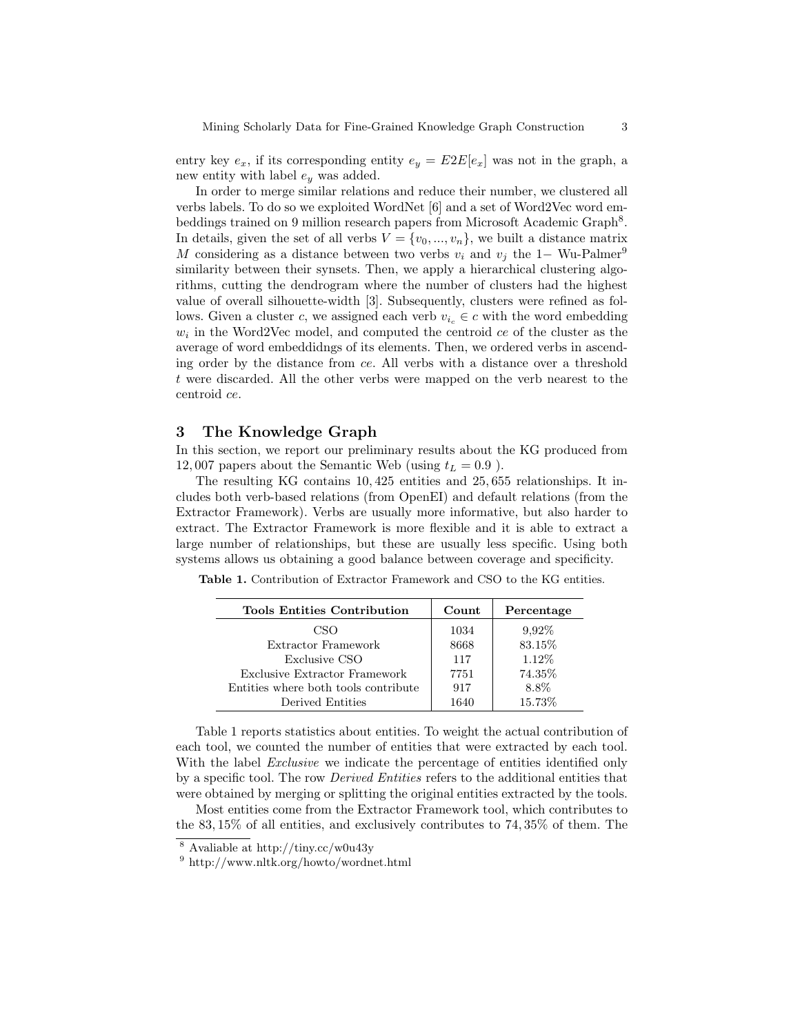entry key $e_x$, if its corresponding entity $e_y = E2E[e_x]$ was not in the graph, a new entity with label $e_y$ was added.

In order to merge similar relations and reduce their number, we clustered all verbs labels. To do so we exploited WordNet [6] and a set of Word2Vec word embeddings trained on 9 million research papers from Microsoft Academic Graph[8]. In details, given the set of all verbs $V = \{v_0, ..., v_n\}$, we built a distance matrix $M$ considering as a distance between two verbs $v_i$ and $v_j$ the 1− Wu-Palmer[9] similarity between their synsets. Then, we apply a hierarchical clustering algorithms, cutting the dendrogram where the number of clusters had the highest value of overall silhouette-width [3]. Subsequently, clusters were refined as follows. Given a cluster $c$, we assigned each verb $v_{i_c} \in c$ with the word embedding $w_i$ in the Word2Vec model, and computed the centroid $ce$ of the cluster as the average of word embeddidngs of its elements. Then, we ordered verbs in ascending order by the distance from $ce$. All verbs with a distance over a threshold $t$ were discarded. All the other verbs were mapped on the verb nearest to the centroid $ce$.

## 3 The Knowledge Graph

In this section, we report our preliminary results about the KG produced from 12,007 papers about the Semantic Web (using $t_L = 0.9$ ).

The resulting KG contains 10,425 entities and 25,655 relationships. It includes both verb-based relations (from OpenEI) and default relations (from the Extractor Framework). Verbs are usually more informative, but also harder to extract. The Extractor Framework is more flexible and it is able to extract a large number of relationships, but these are usually less specific. Using both systems allows us obtaining a good balance between coverage and specificity.

**Table 1.** Contribution of Extractor Framework and CSO to the KG entities.

| Tools Entities Contribution | Count | Percentage |
|---|---|---|
| CSO | 1034 | 9,92% |
| Extractor Framework | 8668 | 83.15% |
| Exclusive CSO | 117 | 1.12% |
| Exclusive Extractor Framework | 7751 | 74.35% |
| Entities where both tools contribute | 917 | 8.8% |
| Derived Entities | 1640 | 15.73% |

Table 1 reports statistics about entities. To weight the actual contribution of each tool, we counted the number of entities that were extracted by each tool. With the label *Exclusive* we indicate the percentage of entities identified only by a specific tool. The row *Derived Entities* refers to the additional entities that were obtained by merging or splitting the original entities extracted by the tools.

Most entities come from the Extractor Framework tool, which contributes to the 83,15% of all entities, and exclusively contributes to 74,35% of them. The

[8] Avaliable at http://tiny.cc/w0u43y

[9] http://www.nltk.org/howto/wordnet.html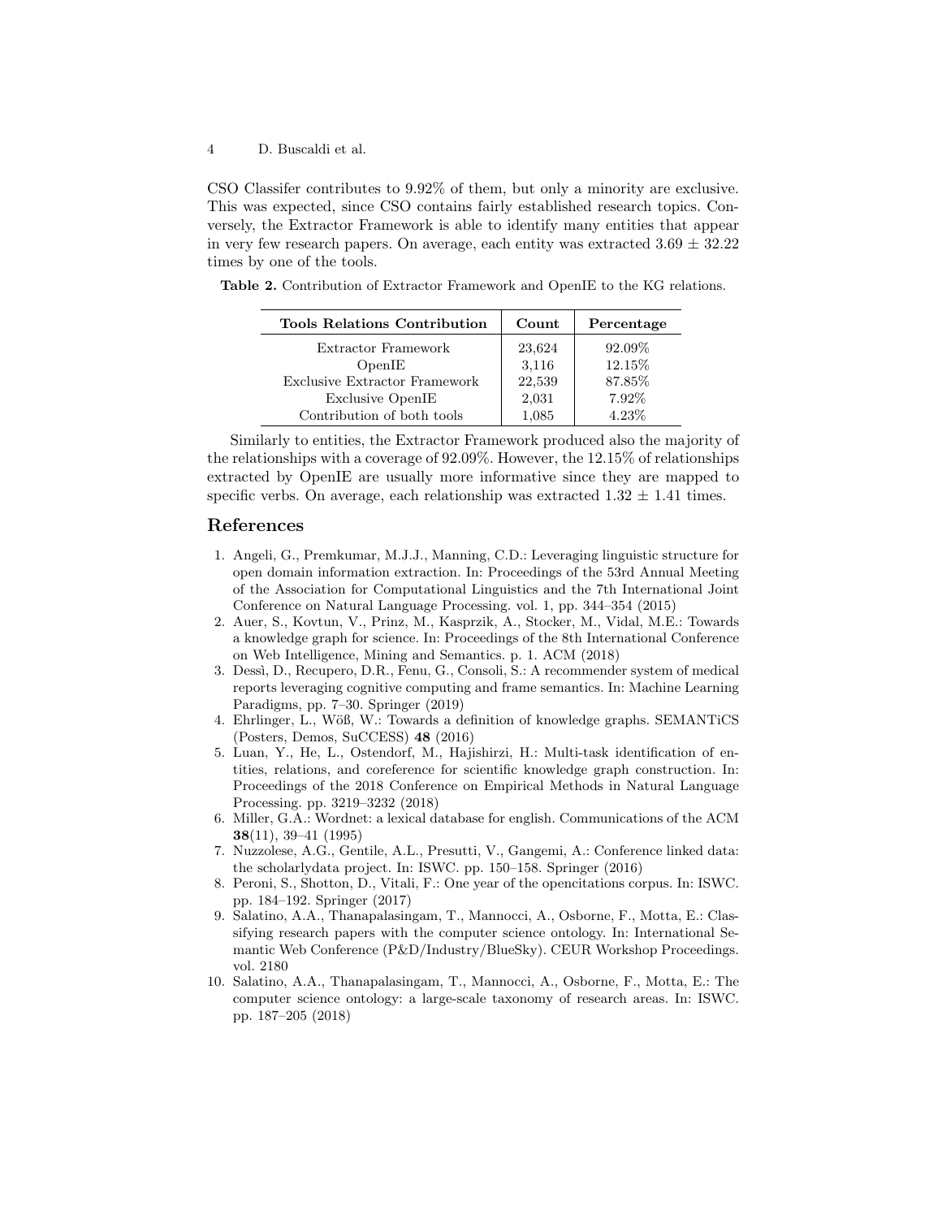CSO Classifer contributes to 9.92% of them, but only a minority are exclusive. This was expected, since CSO contains fairly established research topics. Conversely, the Extractor Framework is able to identify many entities that appear in very few research papers. On average, each entity was extracted $3.69 \pm 32.22$ times by one of the tools.

**Table 2.** Contribution of Extractor Framework and OpenIE to the KG relations.

| Tools Relations Contribution | Count | Percentage |
|---|---|---|
| Extractor Framework | 23,624 | 92.09% |
| OpenIE | 3,116 | 12.15% |
| Exclusive Extractor Framework | 22,539 | 87.85% |
| Exclusive OpenIE | 2,031 | 7.92% |
| Contribution of both tools | 1,085 | 4.23% |

Similarly to entities, the Extractor Framework produced also the majority of the relationships with a coverage of 92.09%. However, the 12.15% of relationships extracted by OpenIE are usually more informative since they are mapped to specific verbs. On average, each relationship was extracted $1.32 \pm 1.41$ times.

## References

1. Angeli, G., Premkumar, M.J.J., Manning, C.D.: Leveraging linguistic structure for open domain information extraction. In: Proceedings of the 53rd Annual Meeting of the Association for Computational Linguistics and the 7th International Joint Conference on Natural Language Processing. vol. 1, pp. 344–354 (2015)
2. Auer, S., Kovtun, V., Prinz, M., Kasprzik, A., Stocker, M., Vidal, M.E.: Towards a knowledge graph for science. In: Proceedings of the 8th International Conference on Web Intelligence, Mining and Semantics. p. 1. ACM (2018)
3. Dessì, D., Recupero, D.R., Fenu, G., Consoli, S.: A recommender system of medical reports leveraging cognitive computing and frame semantics. In: Machine Learning Paradigms, pp. 7–30. Springer (2019)
4. Ehrlinger, L., Wöß, W.: Towards a definition of knowledge graphs. SEMANTiCS (Posters, Demos, SuCCESS) **48** (2016)
5. Luan, Y., He, L., Ostendorf, M., Hajishirzi, H.: Multi-task identification of entities, relations, and coreference for scientific knowledge graph construction. In: Proceedings of the 2018 Conference on Empirical Methods in Natural Language Processing. pp. 3219–3232 (2018)
6. Miller, G.A.: Wordnet: a lexical database for english. Communications of the ACM **38**(11), 39–41 (1995)
7. Nuzzolese, A.G., Gentile, A.L., Presutti, V., Gangemi, A.: Conference linked data: the scholarlydata project. In: ISWC. pp. 150–158. Springer (2016)
8. Peroni, S., Shotton, D., Vitali, F.: One year of the opencitations corpus. In: ISWC. pp. 184–192. Springer (2017)
9. Salatino, A.A., Thanapalasingam, T., Mannocci, A., Osborne, F., Motta, E.: Classifying research papers with the computer science ontology. In: International Semantic Web Conference (P&D/Industry/BlueSky). CEUR Workshop Proceedings. vol. 2180
10. Salatino, A.A., Thanapalasingam, T., Mannocci, A., Osborne, F., Motta, E.: The computer science ontology: a large-scale taxonomy of research areas. In: ISWC. pp. 187–205 (2018)